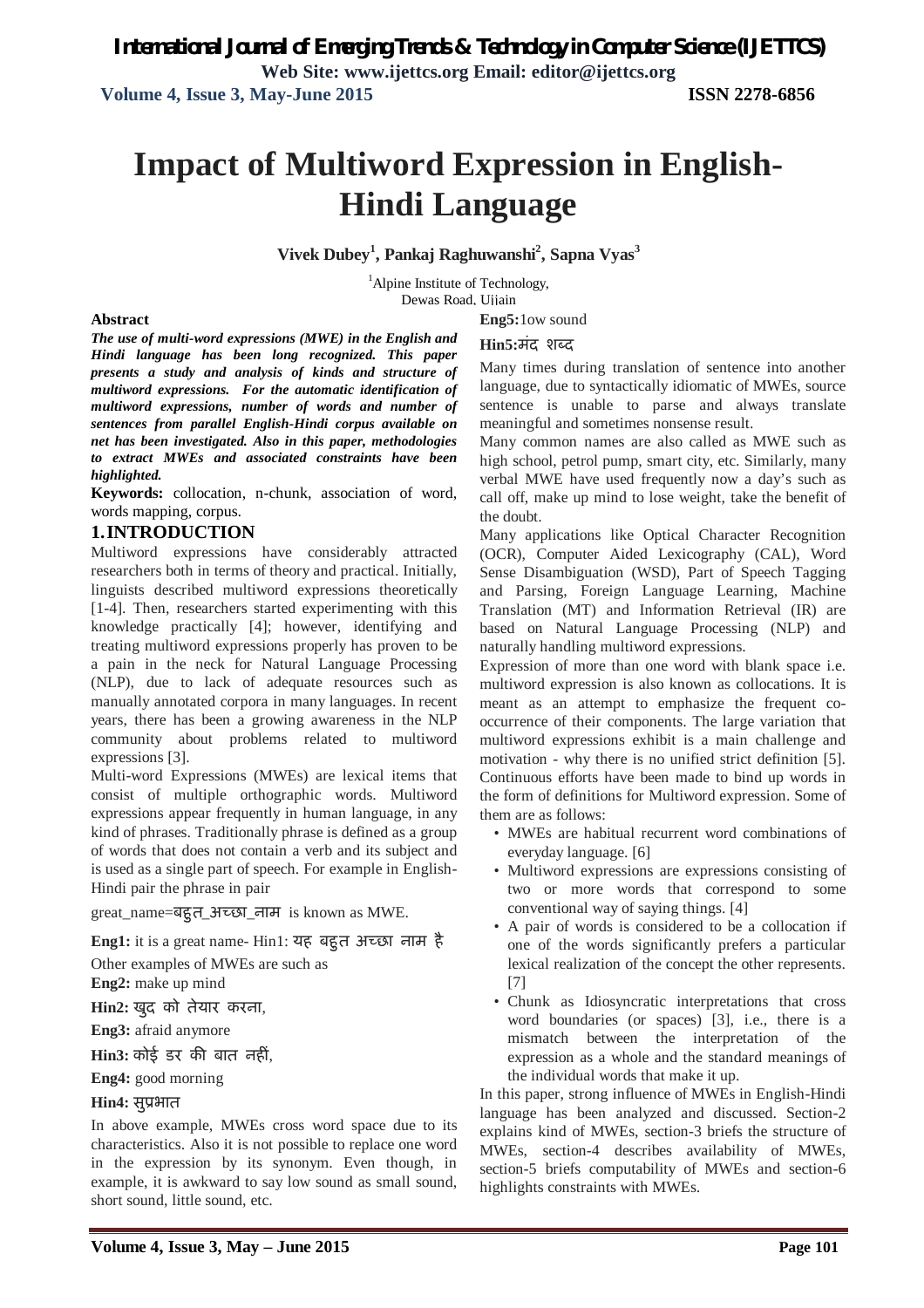# Impact of Multiword Expression in English-Hindi Language

**Vivek Dubey[1], Pankaj Raghuwanshi[2], Sapna Vyas[3]**

[1]Alpine Institute of Technology,
Dewas Road, Ujjain

**Abstract**

***The use of multi-word expressions (MWE) in the English and Hindi language has been long recognized. This paper presents a study and analysis of kinds and structure of multiword expressions. For the automatic identification of multiword expressions, number of words and number of sentences from parallel English-Hindi corpus available on net has been investigated. Also in this paper, methodologies to extract MWEs and associated constraints have been highlighted.***

**Keywords:** collocation, n-chunk, association of word, words mapping, corpus.

## 1. INTRODUCTION

Multiword expressions have considerably attracted researchers both in terms of theory and practical. Initially, linguists described multiword expressions theoretically [1-4]. Then, researchers started experimenting with this knowledge practically [4]; however, identifying and treating multiword expressions properly has proven to be a pain in the neck for Natural Language Processing (NLP), due to lack of adequate resources such as manually annotated corpora in many languages. In recent years, there has been a growing awareness in the NLP community about problems related to multiword expressions [3].

Multi-word Expressions (MWEs) are lexical items that consist of multiple orthographic words. Multiword expressions appear frequently in human language, in any kind of phrases. Traditionally phrase is defined as a group of words that does not contain a verb and its subject and is used as a single part of speech. For example in English-Hindi pair the phrase in pair

great_name=बहुत_अच्छा_नाम is known as MWE.

**Eng1:** it is a great name- Hin1: यह बहुत अच्छा नाम है

Other examples of MWEs are such as

**Eng2:** make up mind

**Hin2:** खुद को तेयार करना,

**Eng3:** afraid anymore

**Hin3:** कोई डर की बात नहीं,

**Eng4:** good morning

**Hin4:** सुप्रभात

In above example, MWEs cross word space due to its characteristics. Also it is not possible to replace one word in the expression by its synonym. Even though, in example, it is awkward to say low sound as small sound, short sound, little sound, etc.

**Eng5:** low sound

**Hin5:** मंद शब्द

Many times during translation of sentence into another language, due to syntactically idiomatic of MWEs, source sentence is unable to parse and always translate meaningful and sometimes nonsense result.

Many common names are also called as MWE such as high school, petrol pump, smart city, etc. Similarly, many verbal MWE have used frequently now a day's such as call off, make up mind to lose weight, take the benefit of the doubt.

Many applications like Optical Character Recognition (OCR), Computer Aided Lexicography (CAL), Word Sense Disambiguation (WSD), Part of Speech Tagging and Parsing, Foreign Language Learning, Machine Translation (MT) and Information Retrieval (IR) are based on Natural Language Processing (NLP) and naturally handling multiword expressions.

Expression of more than one word with blank space i.e. multiword expression is also known as collocations. It is meant as an attempt to emphasize the frequent co-occurrence of their components. The large variation that multiword expressions exhibit is a main challenge and motivation - why there is no unified strict definition [5]. Continuous efforts have been made to bind up words in the form of definitions for Multiword expression. Some of them are as follows:

- MWEs are habitual recurrent word combinations of everyday language. [6]
- Multiword expressions are expressions consisting of two or more words that correspond to some conventional way of saying things. [4]
- A pair of words is considered to be a collocation if one of the words significantly prefers a particular lexical realization of the concept the other represents. [7]
- Chunk as Idiosyncratic interpretations that cross word boundaries (or spaces) [3], i.e., there is a mismatch between the interpretation of the expression as a whole and the standard meanings of the individual words that make it up.

In this paper, strong influence of MWEs in English-Hindi language has been analyzed and discussed. Section-2 explains kind of MWEs, section-3 briefs the structure of MWEs, section-4 describes availability of MWEs, section-5 briefs computability of MWEs and section-6 highlights constraints with MWEs.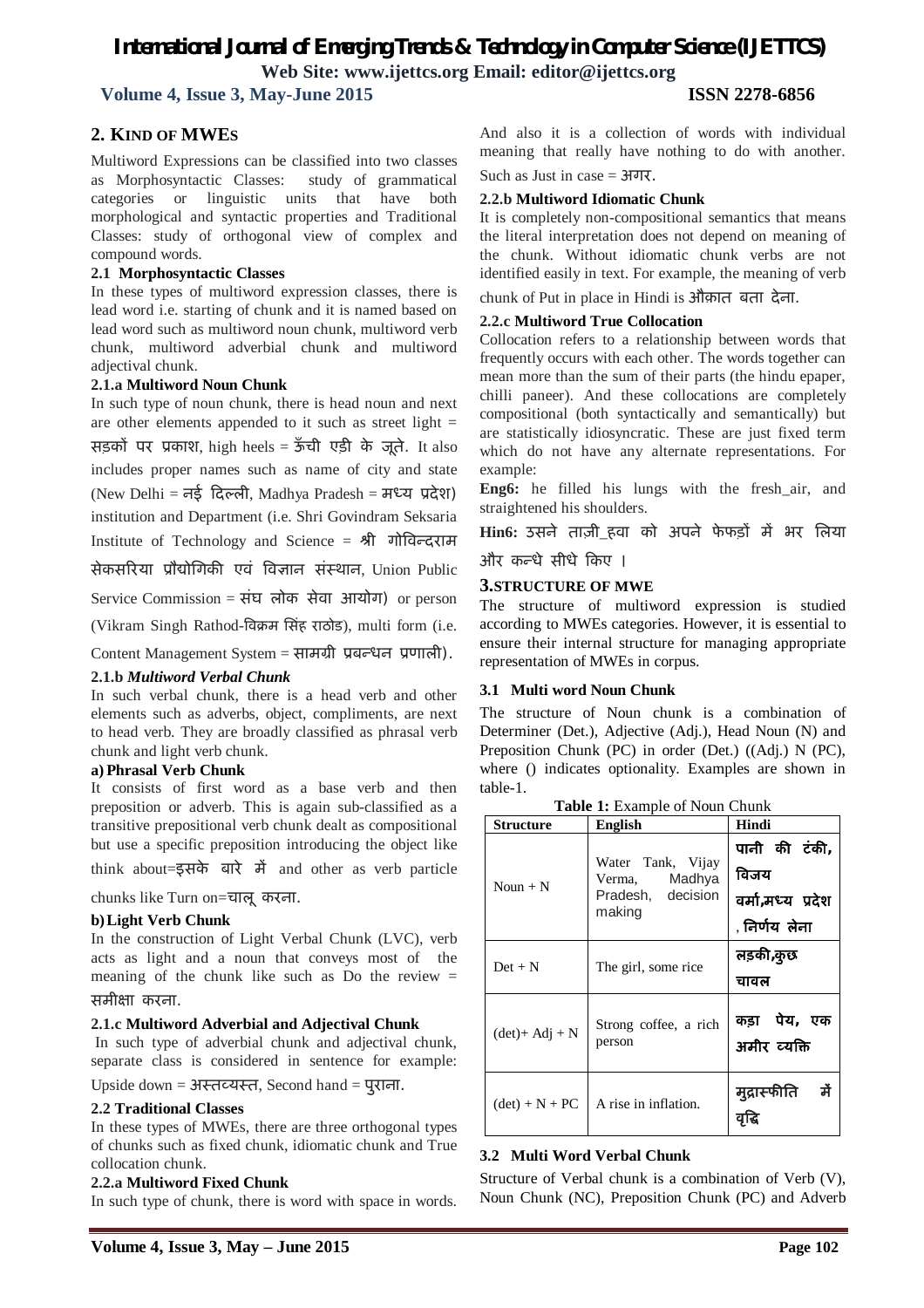## 2. KIND OF MWEs

Multiword Expressions can be classified into two classes as Morphosyntactic Classes: study of grammatical categories or linguistic units that have both morphological and syntactic properties and Traditional Classes: study of orthogonal view of complex and compound words.

### 2.1 Morphosyntactic Classes

In these types of multiword expression classes, there is lead word i.e. starting of chunk and it is named based on lead word such as multiword noun chunk, multiword verb chunk, multiword adverbial chunk and multiword adjectival chunk.

#### 2.1.a Multiword Noun Chunk

In such type of noun chunk, there is head noun and next are other elements appended to it such as street light = सड़कों पर प्रकाश, high heels = ऊँची एड़ी के जूते. It also includes proper names such as name of city and state (New Delhi = नई दिल्ली, Madhya Pradesh = मध्य प्रदेश) institution and Department (i.e. Shri Govindram Seksaria Institute of Technology and Science = श्री गोविन्दराम सेकसरिया प्रौद्योगिकी एवं विज्ञान संस्थान, Union Public Service Commission = संघ लोक सेवा आयोग) or person (Vikram Singh Rathod-विक्रम सिंह राठोड), multi form (i.e. Content Management System = सामग्री प्रबन्धन प्रणाली).

#### 2.1.b *Multiword Verbal Chunk*

In such verbal chunk, there is a head verb and other elements such as adverbs, object, compliments, are next to head verb. They are broadly classified as phrasal verb chunk and light verb chunk.

**a) Phrasal Verb Chunk**

It consists of first word as a base verb and then preposition or adverb. This is again sub-classified as a transitive prepositional verb chunk dealt as compositional but use a specific preposition introducing the object like think about=इसके बारे में and other as verb particle chunks like Turn on=चालू करना.

**b) Light Verb Chunk**

In the construction of Light Verbal Chunk (LVC), verb acts as light and a noun that conveys most of the meaning of the chunk like such as Do the review = समीक्षा करना.

#### 2.1.c Multiword Adverbial and Adjectival Chunk

In such type of adverbial chunk and adjectival chunk, separate class is considered in sentence for example: Upside down = अस्तव्यस्त, Second hand = पुराना.

### 2.2 Traditional Classes

In these types of MWEs, there are three orthogonal types of chunks such as fixed chunk, idiomatic chunk and True collocation chunk.

#### 2.2.a Multiword Fixed Chunk

In such type of chunk, there is word with space in words. And also it is a collection of words with individual meaning that really have nothing to do with another. Such as Just in case = अगर.

#### 2.2.b Multiword Idiomatic Chunk

It is completely non-compositional semantics that means the literal interpretation does not depend on meaning of the chunk. Without idiomatic chunk verbs are not identified easily in text. For example, the meaning of verb chunk of Put in place in Hindi is औक़ात बता देना.

#### 2.2.c Multiword True Collocation

Collocation refers to a relationship between words that frequently occurs with each other. The words together can mean more than the sum of their parts (the hindu epaper, chilli paneer). And these collocations are completely compositional (both syntactically and semantically) but are statistically idiosyncratic. These are just fixed term which do not have any alternate representations. For example:

**Eng6:** he filled his lungs with the fresh_air, and straightened his shoulders.

**Hin6:** उसने ताज़ी_हवा को अपने फेफड़ों में भर लिया और कन्धे सीधे किए ।

## 3. STRUCTURE OF MWE

The structure of multiword expression is studied according to MWEs categories. However, it is essential to ensure their internal structure for managing appropriate representation of MWEs in corpus.

### 3.1 Multi word Noun Chunk

The structure of Noun chunk is a combination of Determiner (Det.), Adjective (Adj.), Head Noun (N) and Preposition Chunk (PC) in order (Det.) ((Adj.) N (PC), where () indicates optionality. Examples are shown in table-1.

**Table 1:** Example of Noun Chunk

| Structure | English | Hindi |
|---|---|---|
| Noun + N | Water Tank, Vijay Verma, Madhya Pradesh, decision making | पानी की टंकी, विजय वर्मा,मध्य प्रदेश , निर्णय लेना |
| Det + N | The girl, some rice | लड़की,कुछ चावल |
| (det)+ Adj + N | Strong coffee, a rich person | कड़ा पेय, एक अमीर व्यक्ति |
| (det) + N + PC | A rise in inflation. | मुद्रास्फीति में वृद्धि |

### 3.2 Multi Word Verbal Chunk

Structure of Verbal chunk is a combination of Verb (V), Noun Chunk (NC), Preposition Chunk (PC) and Adverb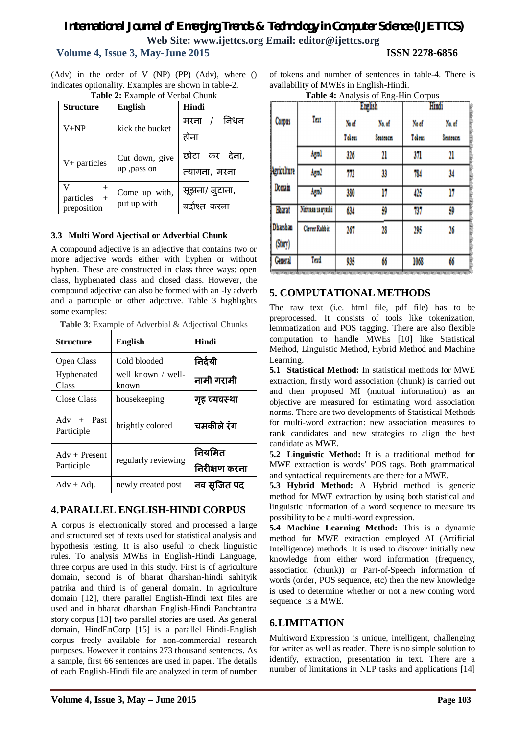(Adv) in the order of V (NP) (PP) (Adv), where () indicates optionality. Examples are shown in table-2.

**Table 2:** Example of Verbal Chunk

| Structure | English | Hindi |
|---|---|---|
| V+NP | kick the bucket | मरना / निधन होना |
| V+ particles | Cut down, give up ,pass on | छोटा कर देना, त्यागना, मरना |
| V + particles + preposition | Come up with, put up with | सूझना/ जुटाना, बर्दाश्त करना |

### 3.3 Multi Word Ajectival or Adverbial Chunk

A compound adjective is an adjective that contains two or more adjective words either with hyphen or without hyphen. These are constructed in class three ways: open class, hyphenated class and closed class. However, the compound adjective can also be formed with an -ly adverb and a participle or other adjective. Table 3 highlights some examples:

**Table 3**: Example of Adverbial & Adjectival Chunks

| Structure | English | Hindi |
|---|---|---|
| Open Class | Cold blooded | निर्दयी |
| Hyphenated Class | well known / well-known | नामी गरामी |
| Close Class | housekeeping | गृह व्यवस्था |
| Adv + Past Participle | brightly colored | चमकीले रंग |
| Adv + Present Participle | regularly reviewing | नियमित निरीक्षण करना |
| Adv + Adj. | newly created post | नव सृजित पद |

## 4. PARALLEL ENGLISH-HINDI CORPUS

A corpus is electronically stored and processed a large and structured set of texts used for statistical analysis and hypothesis testing. It is also useful to check linguistic rules. To analysis MWEs in English-Hindi Language, three corpus are used in this study. First is of agriculture domain, second is of bharat dharshan-hindi sahityik patrika and third is of general domain. In agriculture domain [12], there parallel English-Hindi text files are used and in bharat dharshan English-Hindi Panchtantra story corpus [13] two parallel stories are used. As general domain, HindEnCorp [15] is a parallel Hindi-English corpus freely available for non-commercial research purposes. However it contains 273 thousand sentences. As a sample, first 66 sentences are used in paper. The details of each English-Hindi file are analyzed in term of number of tokens and number of sentences in table-4. There is availability of MWEs in English-Hindi.

**Table 4:** Analysis of Eng-Hin Corpus

| Corpus | Text | English | | Hindi | |
|---|---|---|---|---|---|
| | | No of Tokens | No. of Sentences | No of Tokens | No. of Sentences |
| Agriculture Domain | Agro1 | 326 | 11 | 371 | 11 |
| | Agro2 | 772 | 33 | 784 | 34 |
| | Agro3 | 380 | 17 | 425 | 17 |
| Bharat Dharshan (Story) | Nirivaaa sa ayaski | 634 | 59 | 737 | 59 |
| | Clever Rabbit | 267 | 28 | 295 | 26 |
| General | Text1 | 935 | 66 | 1068 | 66 |

## 5. COMPUTATIONAL METHODS

The raw text (i.e. html file, pdf file) has to be preprocessed. It consists of tools like tokenization, lemmatization and POS tagging. There are also flexible computation to handle MWEs [10] like Statistical Method, Linguistic Method, Hybrid Method and Machine Learning.

**5.1 Statistical Method:** In statistical methods for MWE extraction, firstly word association (chunk) is carried out and then proposed MI (mutual information) as an objective are measured for estimating word association norms. There are two developments of Statistical Methods for multi-word extraction: new association measures to rank candidates and new strategies to align the best candidate as MWE.

**5.2 Linguistic Method:** It is a traditional method for MWE extraction is words' POS tags. Both grammatical and syntactical requirements are there for a MWE.

**5.3 Hybrid Method:** A Hybrid method is generic method for MWE extraction by using both statistical and linguistic information of a word sequence to measure its possibility to be a multi-word expression.

**5.4 Machine Learning Method:** This is a dynamic method for MWE extraction employed AI (Artificial Intelligence) methods. It is used to discover initially new knowledge from either word information (frequency, association (chunk)) or Part-of-Speech information of words (order, POS sequence, etc) then the new knowledge is used to determine whether or not a new coming word sequence is a MWE.

## 6. LIMITATION

Multiword Expression is unique, intelligent, challenging for writer as well as reader. There is no simple solution to identify, extraction, presentation in text. There are a number of limitations in NLP tasks and applications [14]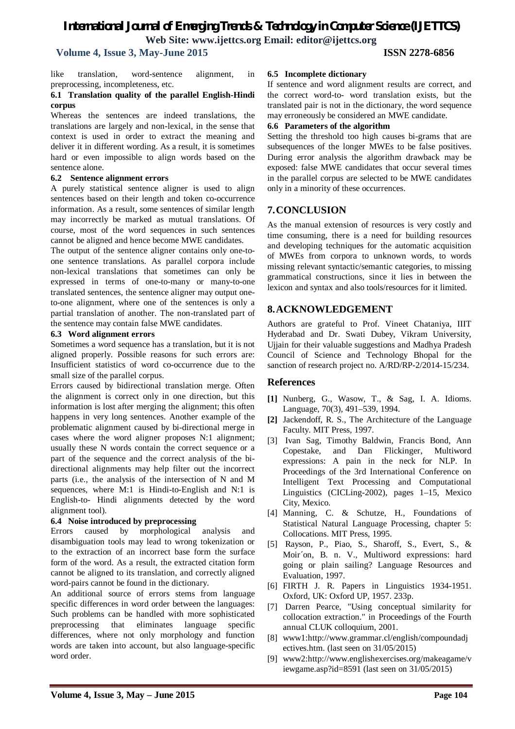like translation, word-sentence alignment, in preprocessing, incompleteness, etc.

### 6.1 Translation quality of the parallel English-Hindi corpus

Whereas the sentences are indeed translations, the translations are largely and non-lexical, in the sense that context is used in order to extract the meaning and deliver it in different wording. As a result, it is sometimes hard or even impossible to align words based on the sentence alone.

### 6.2 Sentence alignment errors

A purely statistical sentence aligner is used to align sentences based on their length and token co-occurrence information. As a result, some sentences of similar length may incorrectly be marked as mutual translations. Of course, most of the word sequences in such sentences cannot be aligned and hence become MWE candidates.

The output of the sentence aligner contains only one-to-one sentence translations. As parallel corpora include non-lexical translations that sometimes can only be expressed in terms of one-to-many or many-to-one translated sentences, the sentence aligner may output one-to-one alignment, where one of the sentences is only a partial translation of another. The non-translated part of the sentence may contain false MWE candidates.

### 6.3 Word alignment errors

Sometimes a word sequence has a translation, but it is not aligned properly. Possible reasons for such errors are: Insufficient statistics of word co-occurrence due to the small size of the parallel corpus.

Errors caused by bidirectional translation merge. Often the alignment is correct only in one direction, but this information is lost after merging the alignment; this often happens in very long sentences. Another example of the problematic alignment caused by bi-directional merge in cases where the word aligner proposes N:1 alignment; usually these N words contain the correct sequence or a part of the sequence and the correct analysis of the bi-directional alignments may help filter out the incorrect parts (i.e., the analysis of the intersection of N and M sequences, where M:1 is Hindi-to-English and N:1 is English-to- Hindi alignments detected by the word alignment tool).

### 6.4 Noise introduced by preprocessing

Errors caused by morphological analysis and disambiguation tools may lead to wrong tokenization or to the extraction of an incorrect base form the surface form of the word. As a result, the extracted citation form cannot be aligned to its translation, and correctly aligned word-pairs cannot be found in the dictionary.

An additional source of errors stems from language specific differences in word order between the languages: Such problems can be handled with more sophisticated preprocessing that eliminates language specific differences, where not only morphology and function words are taken into account, but also language-specific word order.

### 6.5 Incomplete dictionary

If sentence and word alignment results are correct, and the correct word-to- word translation exists, but the translated pair is not in the dictionary, the word sequence may erroneously be considered an MWE candidate.

### 6.6 Parameters of the algorithm

Setting the threshold too high causes bi-grams that are subsequences of the longer MWEs to be false positives. During error analysis the algorithm drawback may be exposed: false MWE candidates that occur several times in the parallel corpus are selected to be MWE candidates only in a minority of these occurrences.

## 7. CONCLUSION

As the manual extension of resources is very costly and time consuming, there is a need for building resources and developing techniques for the automatic acquisition of MWEs from corpora to unknown words, to words missing relevant syntactic/semantic categories, to missing grammatical constructions, since it lies in between the lexicon and syntax and also tools/resources for it limited.

## 8. ACKNOWLEDGEMENT

Authors are grateful to Prof. Vineet Chataniya, IIIT Hyderabad and Dr. Swati Dubey, Vikram University, Ujjain for their valuable suggestions and Madhya Pradesh Council of Science and Technology Bhopal for the sanction of research project no. A/RD/RP-2/2014-15/234.

## References

**[1]** Nunberg, G., Wasow, T., & Sag, I. A. Idioms. Language, 70(3), 491–539, 1994.

**[2]** Jackendoff, R. S., The Architecture of the Language Faculty. MIT Press, 1997.

[3] Ivan Sag, Timothy Baldwin, Francis Bond, Ann Copestake, and Dan Flickinger, Multiword expressions: A pain in the neck for NLP. In Proceedings of the 3rd International Conference on Intelligent Text Processing and Computational Linguistics (CICLing-2002), pages 1–15, Mexico City, Mexico.

[4] Manning, C. & Schutze, H., Foundations of Statistical Natural Language Processing, chapter 5: Collocations. MIT Press, 1995.

[5] Rayson, P., Piao, S., Sharoff, S., Evert, S., & Moir´on, B. n. V., Multiword expressions: hard going or plain sailing? Language Resources and Evaluation, 1997.

[6] FIRTH J. R. Papers in Linguistics 1934-1951. Oxford, UK: Oxford UP, 1957. 233p.

[7] Darren Pearce, "Using conceptual similarity for collocation extraction." in Proceedings of the Fourth annual CLUK colloquium, 2001.

[8] www1:http://www.grammar.cl/english/compoundadjectives.htm. (last seen on 31/05/2015)

[9] www2:http://www.englishexercises.org/makeagame/viewgame.asp?id=8591 (last seen on 31/05/2015)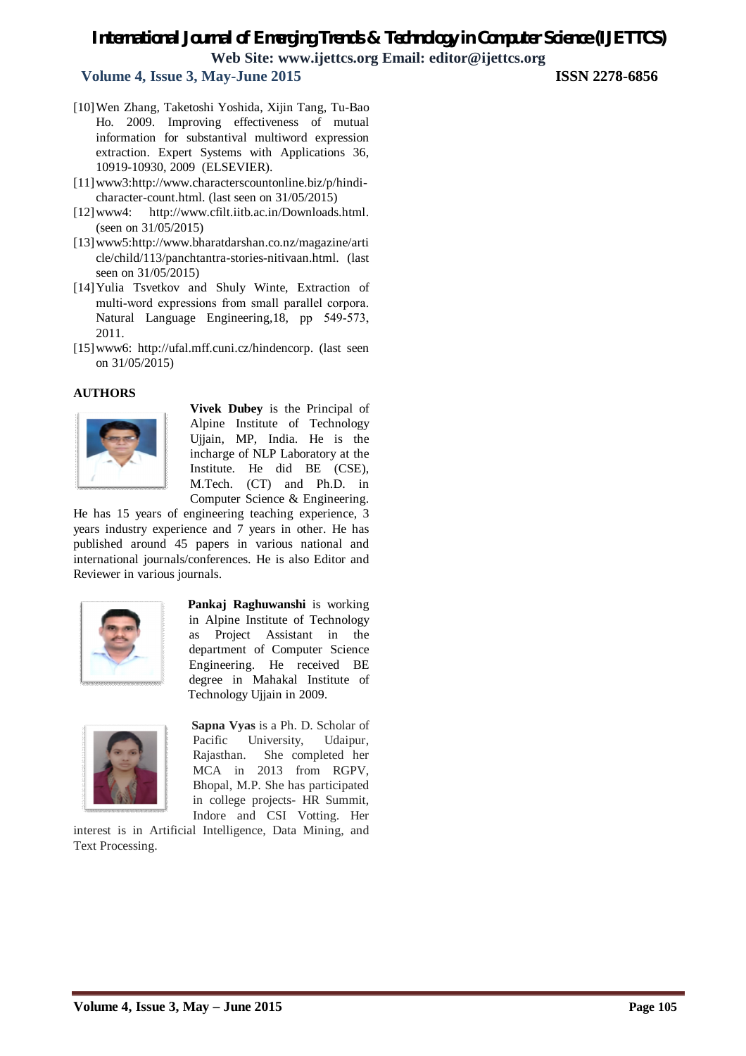[10] Wen Zhang, Taketoshi Yoshida, Xijin Tang, Tu-Bao Ho. 2009. Improving effectiveness of mutual information for substantival multiword expression extraction. Expert Systems with Applications 36, 10919-10930, 2009 (ELSEVIER).

[11] www3:http://www.characterscountonline.biz/p/hindi-character-count.html. (last seen on 31/05/2015)

[12] www4: http://www.cfilt.iitb.ac.in/Downloads.html. (seen on 31/05/2015)

[13] www5:http://www.bharatdarshan.co.nz/magazine/article/child/113/panchtantra-stories-nitivaan.html. (last seen on 31/05/2015)

[14] Yulia Tsvetkov and Shuly Winte, Extraction of multi-word expressions from small parallel corpora. Natural Language Engineering,18, pp 549-573, 2011.

[15] www6: http://ufal.mff.cuni.cz/hindencorp. (last seen on 31/05/2015)

## AUTHORS

**Vivek Dubey** is the Principal of Alpine Institute of Technology Ujjain, MP, India. He is the incharge of NLP Laboratory at the Institute. He did BE (CSE), M.Tech. (CT) and Ph.D. in Computer Science & Engineering. He has 15 years of engineering teaching experience, 3 years industry experience and 7 years in other. He has published around 45 papers in various national and international journals/conferences. He is also Editor and Reviewer in various journals.

**Pankaj Raghuwanshi** is working in Alpine Institute of Technology as Project Assistant in the department of Computer Science Engineering. He received BE degree in Mahakal Institute of Technology Ujjain in 2009.

**Sapna Vyas** is a Ph. D. Scholar of Pacific University, Udaipur, Rajasthan. She completed her MCA in 2013 from RGPV, Bhopal, M.P. She has participated in college projects- HR Summit, Indore and CSI Votting. Her interest is in Artificial Intelligence, Data Mining, and Text Processing.